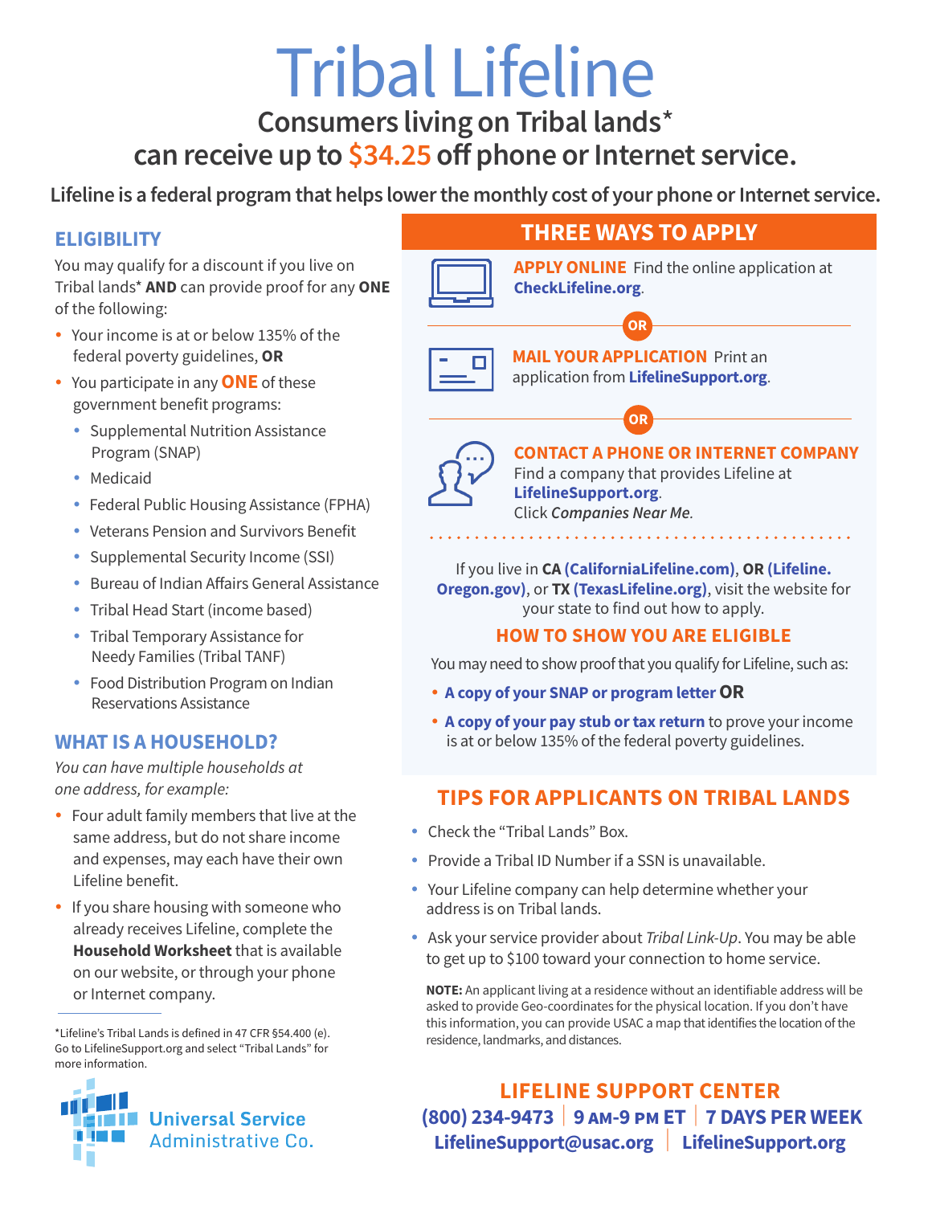# Tribal Lifeline

## Consumers living on Tribal lands* can receive up to $34.25 off phone or Internet service.

**Lifeline is a federal program that helps lower the monthly cost of your phone or Internet service.**

### ELIGIBILITY

You may qualify for a discount if you live on Tribal lands* **AND** can provide proof for any **ONE** of the following:

- Your income is at or below 135% of the federal poverty guidelines, **OR**
- You participate in any **ONE** of these government benefit programs:
  - Supplemental Nutrition Assistance Program (SNAP)
  - Medicaid
  - Federal Public Housing Assistance (FPHA)
  - Veterans Pension and Survivors Benefit
  - Supplemental Security Income (SSI)
  - Bureau of Indian Affairs General Assistance
  - Tribal Head Start (income based)
  - Tribal Temporary Assistance for Needy Families (Tribal TANF)
  - Food Distribution Program on Indian Reservations Assistance

### WHAT IS A HOUSEHOLD?

*You can have multiple households at one address, for example:*

- Four adult family members that live at the same address, but do not share income and expenses, may each have their own Lifeline benefit.
- If you share housing with someone who already receives Lifeline, complete the **Household Worksheet** that is available on our website, or through your phone or Internet company.

*Lifeline's Tribal Lands is defined in 47 CFR §54.400 (e). Go to LifelineSupport.org and select "Tribal Lands" for more information.

Universal Service Administrative Co.

### THREE WAYS TO APPLY

**APPLY ONLINE** Find the online application at **CheckLifeline.org**.

OR

**MAIL YOUR APPLICATION** Print an application from **LifelineSupport.org**.

OR

**CONTACT A PHONE OR INTERNET COMPANY** Find a company that provides Lifeline at **LifelineSupport.org**. Click *Companies Near Me.*

If you live in **CA (CaliforniaLifeline.com)**, **OR (Lifeline.Oregon.gov)**, or **TX (TexasLifeline.org)**, visit the website for your state to find out how to apply.

### HOW TO SHOW YOU ARE ELIGIBLE

You may need to show proof that you qualify for Lifeline, such as:

- **A copy of your SNAP or program letter OR**
- **A copy of your pay stub or tax return** to prove your income is at or below 135% of the federal poverty guidelines.

### TIPS FOR APPLICANTS ON TRIBAL LANDS

- Check the "Tribal Lands" Box.
- Provide a Tribal ID Number if a SSN is unavailable.
- Your Lifeline company can help determine whether your address is on Tribal lands.
- Ask your service provider about *Tribal Link-Up*. You may be able to get up to $100 toward your connection to home service.

**NOTE:** An applicant living at a residence without an identifiable address will be asked to provide Geo-coordinates for the physical location. If you don't have this information, you can provide USAC a map that identifies the location of the residence, landmarks, and distances.

### LIFELINE SUPPORT CENTER

**(800) 234-9473 | 9 AM-9 PM ET | 7 DAYS PER WEEK**

**LifelineSupport@usac.org | LifelineSupport.org**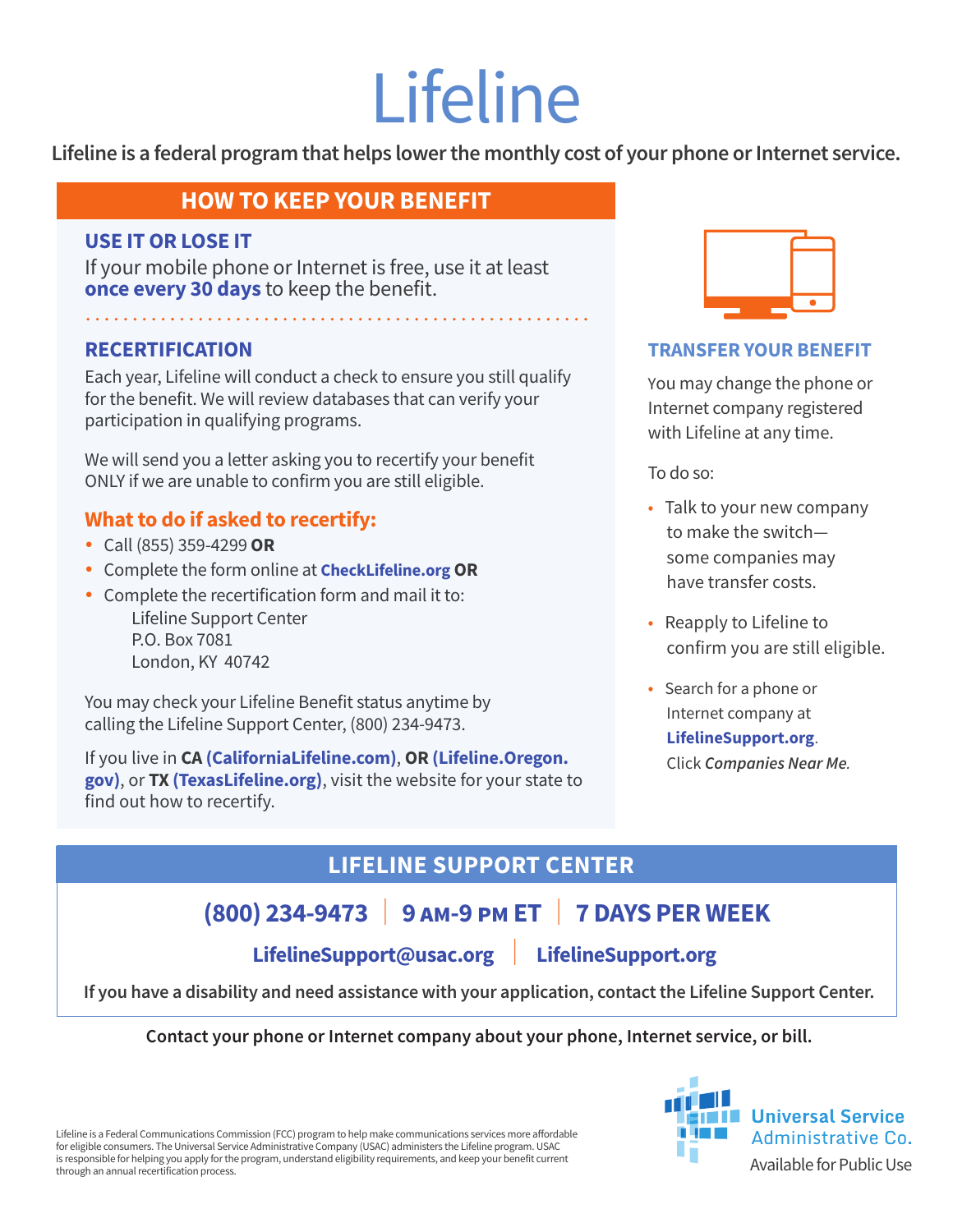# Lifeline

**Lifeline is a federal program that helps lower the monthly cost of your phone or Internet service.**

## HOW TO KEEP YOUR BENEFIT

### USE IT OR LOSE IT

If your mobile phone or Internet is free, use it at least **once every 30 days** to keep the benefit.

### RECERTIFICATION

Each year, Lifeline will conduct a check to ensure you still qualify for the benefit. We will review databases that can verify your participation in qualifying programs.

We will send you a letter asking you to recertify your benefit ONLY if we are unable to confirm you are still eligible.

#### What to do if asked to recertify:

- Call (855) 359-4299 **OR**
- Complete the form online at **CheckLifeline.org** **OR**
- Complete the recertification form and mail it to:
  Lifeline Support Center
  P.O. Box 7081
  London, KY 40742

You may check your Lifeline Benefit status anytime by calling the Lifeline Support Center, (800) 234-9473.

If you live in **CA** **(CaliforniaLifeline.com)**, **OR** **(Lifeline.Oregon.gov)**, or **TX** **(TexasLifeline.org)**, visit the website for your state to find out how to recertify.

### TRANSFER YOUR BENEFIT

You may change the phone or Internet company registered with Lifeline at any time.

To do so:

- Talk to your new company to make the switch—some companies may have transfer costs.
- Reapply to Lifeline to confirm you are still eligible.
- Search for a phone or Internet company at **LifelineSupport.org**. Click *Companies Near Me.*

## LIFELINE SUPPORT CENTER

**(800) 234-9473 | 9 AM-9 PM ET | 7 DAYS PER WEEK**

**LifelineSupport@usac.org | LifelineSupport.org**

**If you have a disability and need assistance with your application, contact the Lifeline Support Center.**

**Contact your phone or Internet company about your phone, Internet service, or bill.**

Lifeline is a Federal Communications Commission (FCC) program to help make communications services more affordable for eligible consumers. The Universal Service Administrative Company (USAC) administers the Lifeline program. USAC is responsible for helping you apply for the program, understand eligibility requirements, and keep your benefit current through an annual recertification process.

Universal Service Administrative Co.

Available for Public Use